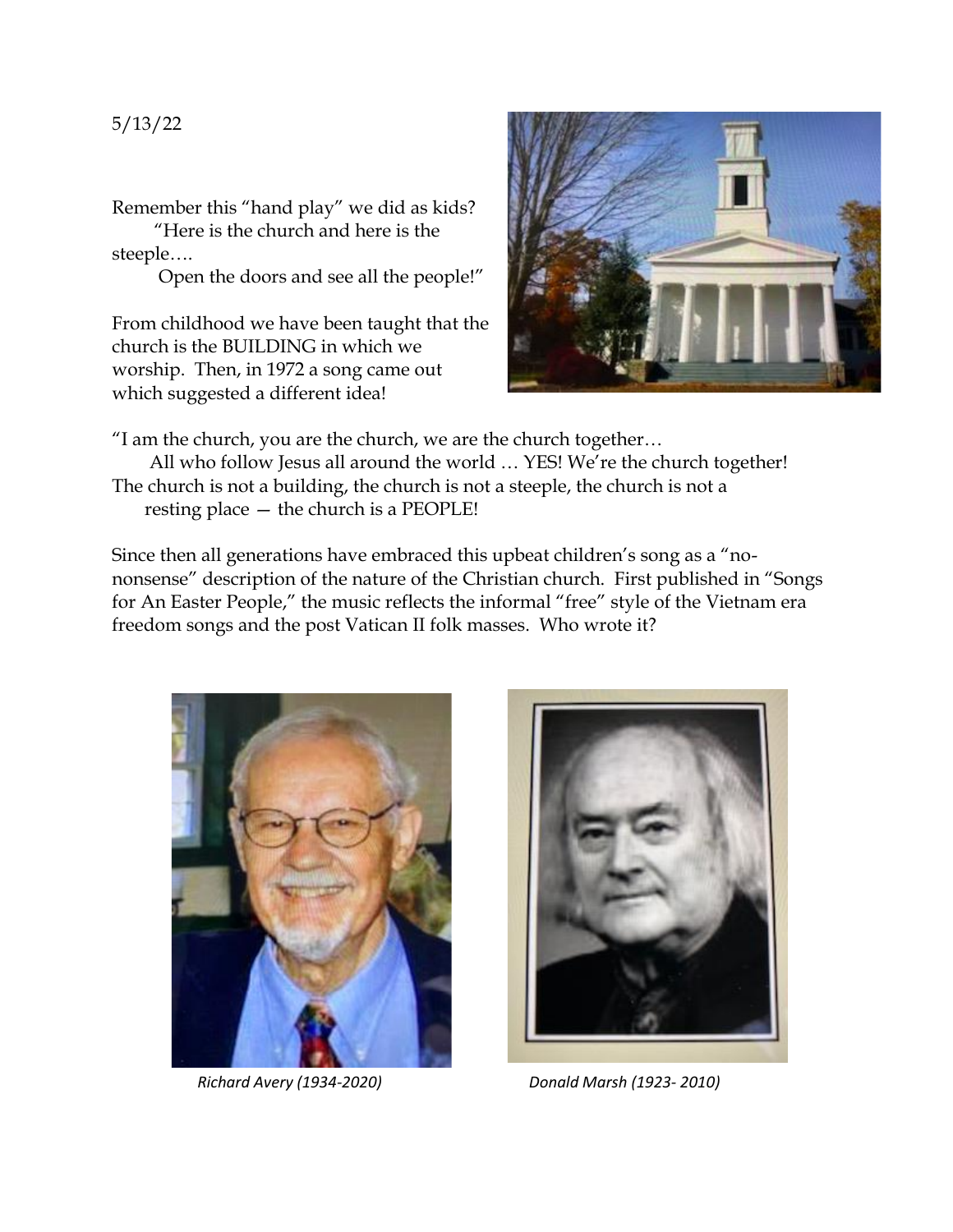5/13/22

Remember this "hand play" we did as kids?
"Here is the church and here is the steeple….
Open the doors and see all the people!"

From childhood we have been taught that the church is the BUILDING in which we worship. Then, in 1972 a song came out which suggested a different idea!

"I am the church, you are the church, we are the church together…
All who follow Jesus all around the world … YES! We're the church together!
The church is not a building, the church is not a steeple, the church is not a resting place — the church is a PEOPLE!

Since then all generations have embraced this upbeat children's song as a "no-nonsense" description of the nature of the Christian church. First published in "Songs for An Easter People," the music reflects the informal "free" style of the Vietnam era freedom songs and the post Vatican II folk masses. Who wrote it?

*Richard Avery (1934-2020)*

*Donald Marsh (1923- 2010)*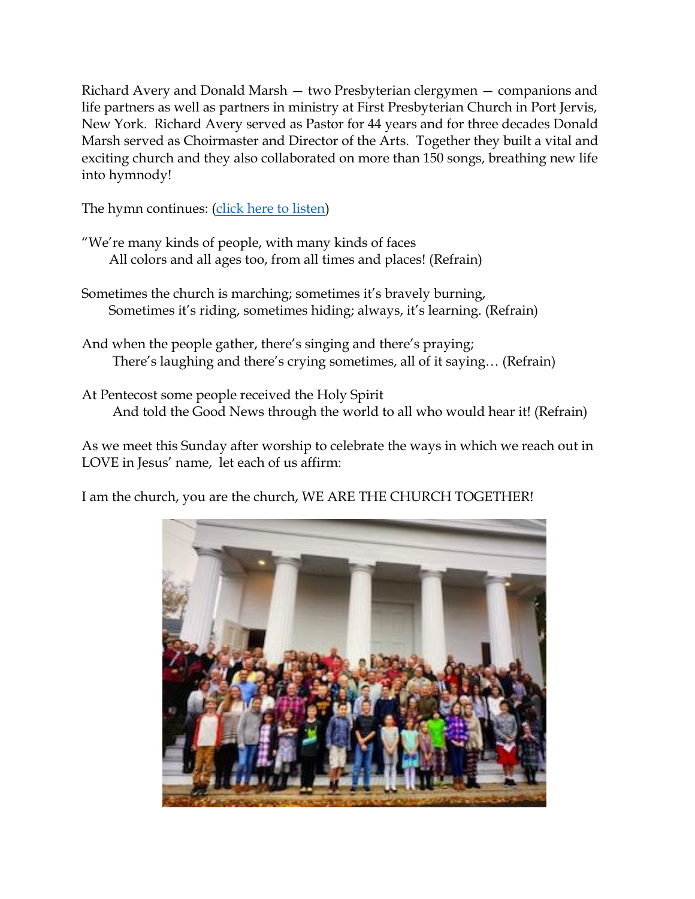Richard Avery and Donald Marsh — two Presbyterian clergymen — companions and life partners as well as partners in ministry at First Presbyterian Church in Port Jervis, New York. Richard Avery served as Pastor for 44 years and for three decades Donald Marsh served as Choirmaster and Director of the Arts. Together they built a vital and exciting church and they also collaborated on more than 150 songs, breathing new life into hymnody!

The hymn continues: (click here to listen)

"We're many kinds of people, with many kinds of faces
All colors and all ages too, from all times and places! (Refrain)

Sometimes the church is marching; sometimes it's bravely burning,
Sometimes it's riding, sometimes hiding; always, it's learning. (Refrain)

And when the people gather, there's singing and there's praying;
There's laughing and there's crying sometimes, all of it saying… (Refrain)

At Pentecost some people received the Holy Spirit
And told the Good News through the world to all who would hear it! (Refrain)

As we meet this Sunday after worship to celebrate the ways in which we reach out in LOVE in Jesus' name, let each of us affirm:

I am the church, you are the church, WE ARE THE CHURCH TOGETHER!